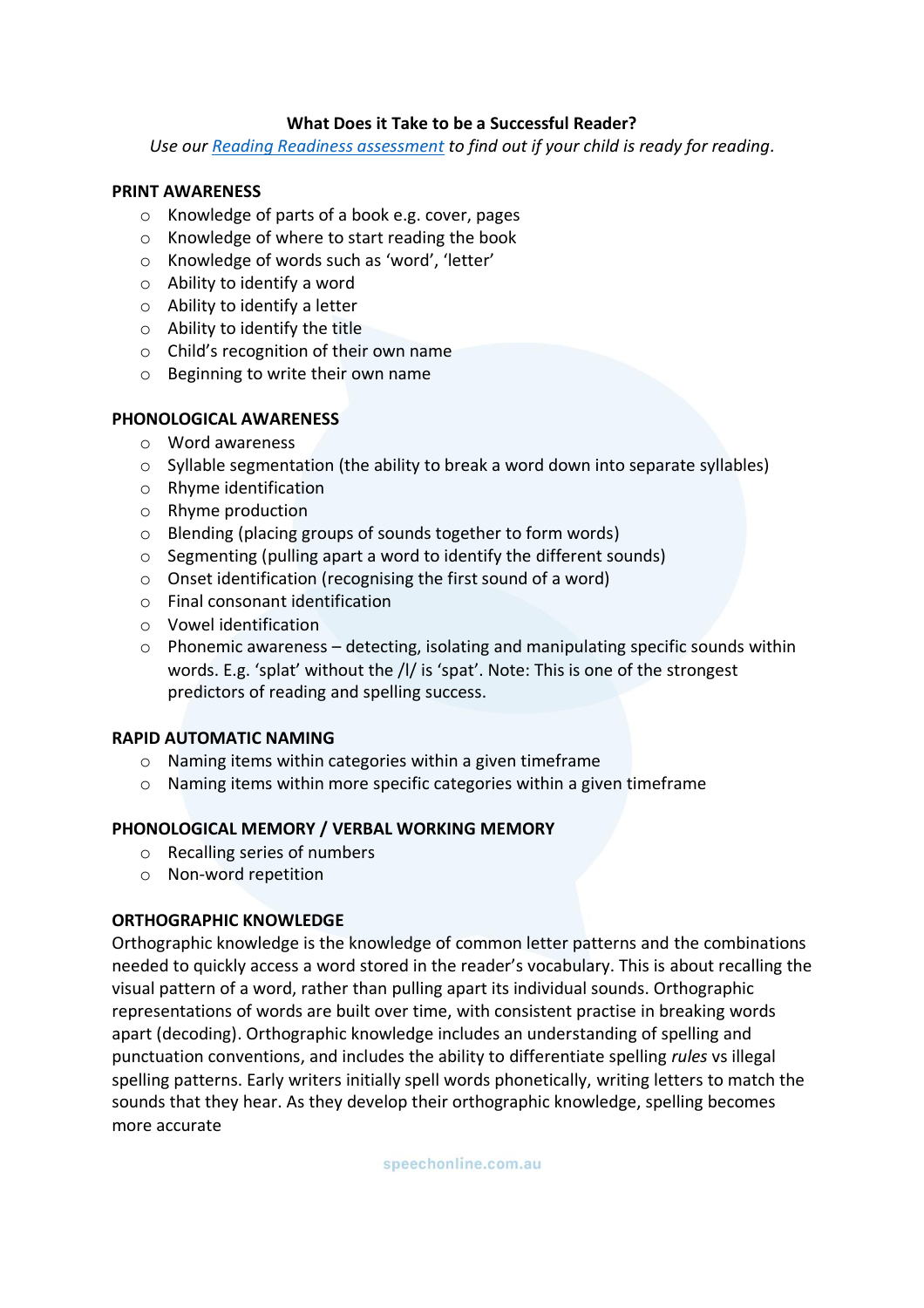# What Does it Take to be a Successful Reader?

*Use our [Reading Readiness assessment](Reading Readiness assessment) to find out if your child is ready for reading.*

## PRINT AWARENESS

- Knowledge of parts of a book e.g. cover, pages
- Knowledge of where to start reading the book
- Knowledge of words such as 'word', 'letter'
- Ability to identify a word
- Ability to identify a letter
- Ability to identify the title
- Child's recognition of their own name
- Beginning to write their own name

## PHONOLOGICAL AWARENESS

- Word awareness
- Syllable segmentation (the ability to break a word down into separate syllables)
- Rhyme identification
- Rhyme production
- Blending (placing groups of sounds together to form words)
- Segmenting (pulling apart a word to identify the different sounds)
- Onset identification (recognising the first sound of a word)
- Final consonant identification
- Vowel identification
- Phonemic awareness – detecting, isolating and manipulating specific sounds within words. E.g. 'splat' without the /l/ is 'spat'. Note: This is one of the strongest predictors of reading and spelling success.

## RAPID AUTOMATIC NAMING

- Naming items within categories within a given timeframe
- Naming items within more specific categories within a given timeframe

## PHONOLOGICAL MEMORY / VERBAL WORKING MEMORY

- Recalling series of numbers
- Non-word repetition

## ORTHOGRAPHIC KNOWLEDGE

Orthographic knowledge is the knowledge of common letter patterns and the combinations needed to quickly access a word stored in the reader's vocabulary. This is about recalling the visual pattern of a word, rather than pulling apart its individual sounds. Orthographic representations of words are built over time, with consistent practise in breaking words apart (decoding). Orthographic knowledge includes an understanding of spelling and punctuation conventions, and includes the ability to differentiate spelling *rules* vs illegal spelling patterns. Early writers initially spell words phonetically, writing letters to match the sounds that they hear. As they develop their orthographic knowledge, spelling becomes more accurate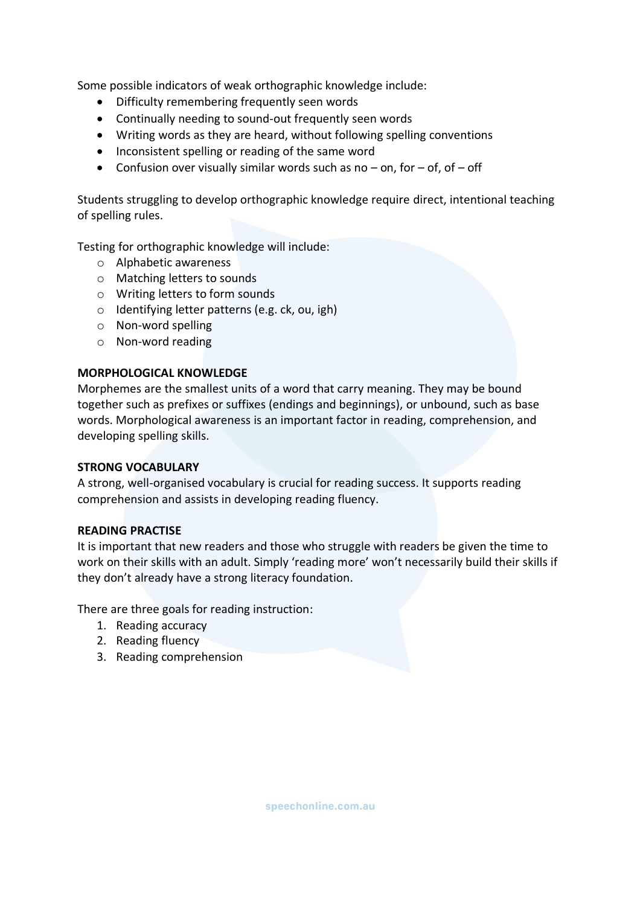Some possible indicators of weak orthographic knowledge include:

- Difficulty remembering frequently seen words
- Continually needing to sound-out frequently seen words
- Writing words as they are heard, without following spelling conventions
- Inconsistent spelling or reading of the same word
- Confusion over visually similar words such as no – on, for – of, of – off

Students struggling to develop orthographic knowledge require direct, intentional teaching of spelling rules.

Testing for orthographic knowledge will include:

- Alphabetic awareness
- Matching letters to sounds
- Writing letters to form sounds
- Identifying letter patterns (e.g. ck, ou, igh)
- Non-word spelling
- Non-word reading

**MORPHOLOGICAL KNOWLEDGE**

Morphemes are the smallest units of a word that carry meaning. They may be bound together such as prefixes or suffixes (endings and beginnings), or unbound, such as base words. Morphological awareness is an important factor in reading, comprehension, and developing spelling skills.

**STRONG VOCABULARY**

A strong, well-organised vocabulary is crucial for reading success. It supports reading comprehension and assists in developing reading fluency.

**READING PRACTISE**

It is important that new readers and those who struggle with readers be given the time to work on their skills with an adult. Simply 'reading more' won't necessarily build their skills if they don't already have a strong literacy foundation.

There are three goals for reading instruction:

1. Reading accuracy
2. Reading fluency
3. Reading comprehension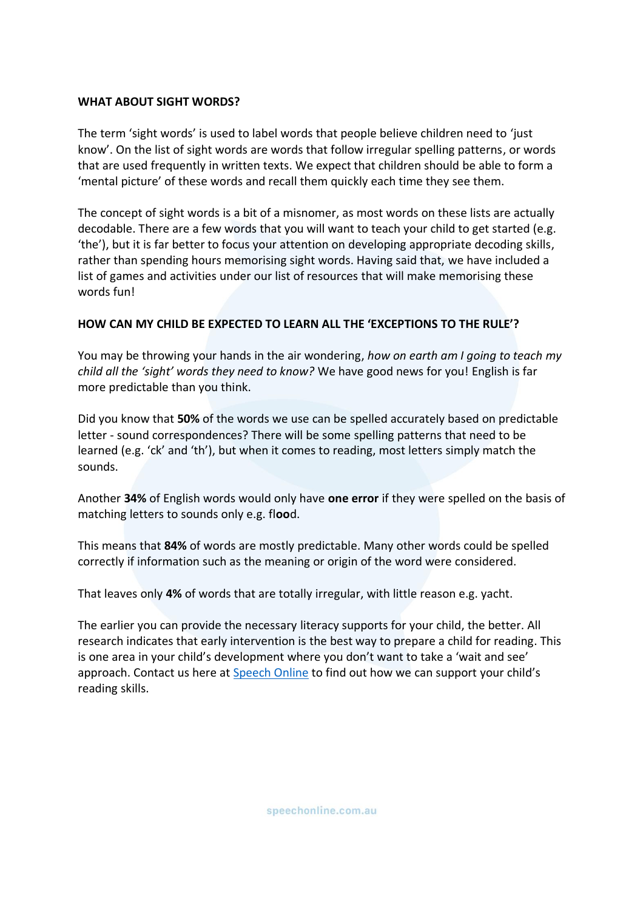**WHAT ABOUT SIGHT WORDS?**

The term 'sight words' is used to label words that people believe children need to 'just know'. On the list of sight words are words that follow irregular spelling patterns, or words that are used frequently in written texts. We expect that children should be able to form a 'mental picture' of these words and recall them quickly each time they see them.

The concept of sight words is a bit of a misnomer, as most words on these lists are actually decodable. There are a few words that you will want to teach your child to get started (e.g. 'the'), but it is far better to focus your attention on developing appropriate decoding skills, rather than spending hours memorising sight words. Having said that, we have included a list of games and activities under our list of resources that will make memorising these words fun!

**HOW CAN MY CHILD BE EXPECTED TO LEARN ALL THE 'EXCEPTIONS TO THE RULE'?**

You may be throwing your hands in the air wondering, *how on earth am I going to teach my child all the 'sight' words they need to know?* We have good news for you! English is far more predictable than you think.

Did you know that **50%** of the words we use can be spelled accurately based on predictable letter - sound correspondences? There will be some spelling patterns that need to be learned (e.g. 'ck' and 'th'), but when it comes to reading, most letters simply match the sounds.

Another **34%** of English words would only have **one error** if they were spelled on the basis of matching letters to sounds only e.g. fl**oo**d.

This means that **84%** of words are mostly predictable. Many other words could be spelled correctly if information such as the meaning or origin of the word were considered.

That leaves only **4%** of words that are totally irregular, with little reason e.g. yacht.

The earlier you can provide the necessary literacy supports for your child, the better. All research indicates that early intervention is the best way to prepare a child for reading. This is one area in your child's development where you don't want to take a 'wait and see' approach. Contact us here at Speech Online to find out how we can support your child's reading skills.